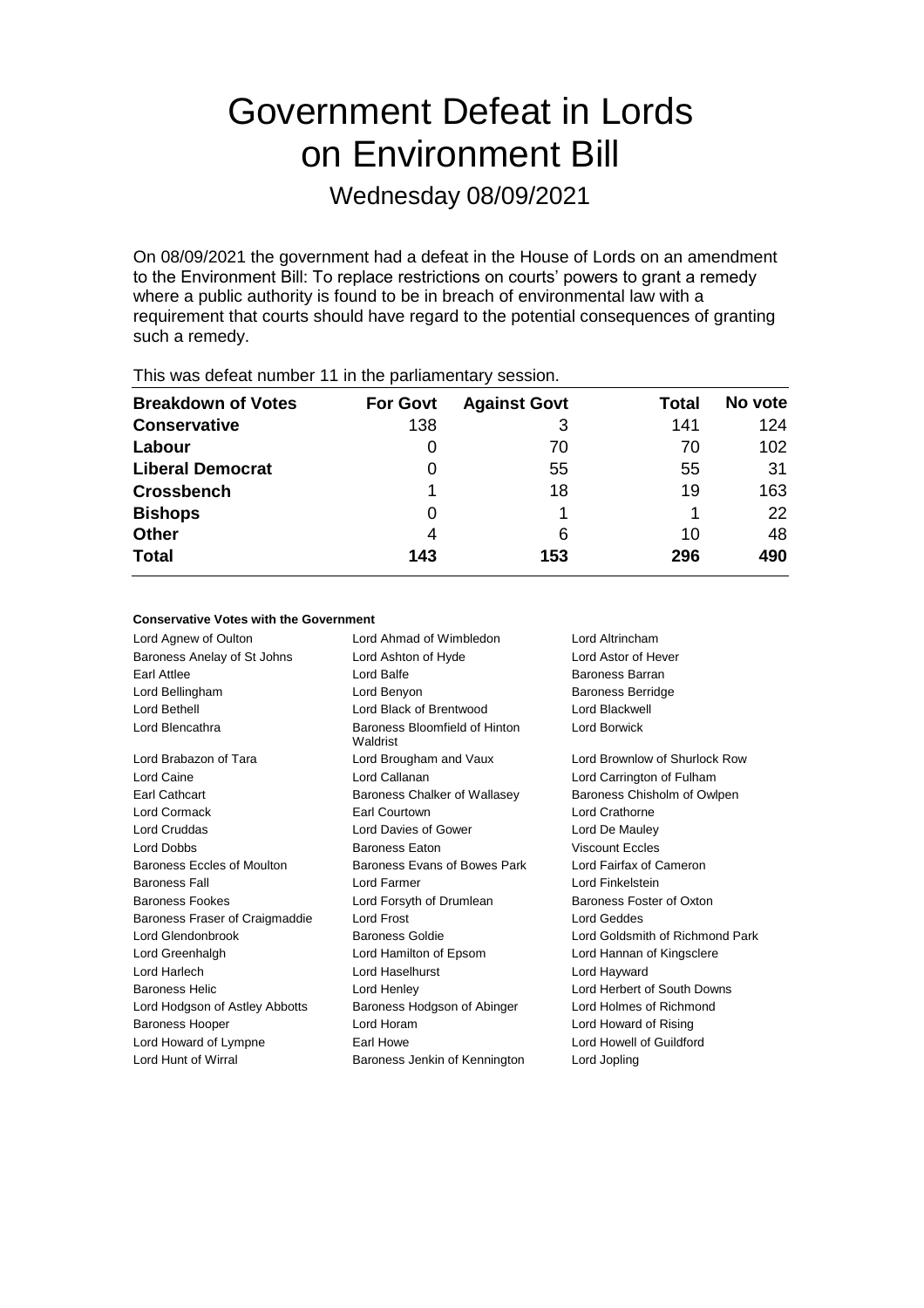# Government Defeat in Lords on Environment Bill

## Wednesday 08/09/2021

On 08/09/2021 the government had a defeat in the House of Lords on an amendment to the Environment Bill: To replace restrictions on courts' powers to grant a remedy where a public authority is found to be in breach of environmental law with a requirement that courts should have regard to the potential consequences of granting such a remedy.

This was defeat number 11 in the parliamentary session.

| Breakdown of Votes | For Govt | Against Govt | Total | No vote |
|---|---|---|---|---|
| **Conservative** | 138 | 3 | 141 | 124 |
| **Labour** | 0 | 70 | 70 | 102 |
| **Liberal Democrat** | 0 | 55 | 55 | 31 |
| **Crossbench** | 1 | 18 | 19 | 163 |
| **Bishops** | 0 | 1 | 1 | 22 |
| **Other** | 4 | 6 | 10 | 48 |
| **Total** | **143** | **153** | **296** | **490** |

**Conservative Votes with the Government**

| | | |
|---|---|---|
| Lord Agnew of Oulton | Lord Ahmad of Wimbledon | Lord Altrincham |
| Baroness Anelay of St Johns | Lord Ashton of Hyde | Lord Astor of Hever |
| Earl Attlee | Lord Balfe | Baroness Barran |
| Lord Bellingham | Lord Benyon | Baroness Berridge |
| Lord Bethell | Lord Black of Brentwood | Lord Blackwell |
| Lord Blencathra | Baroness Bloomfield of Hinton Waldrist | Lord Borwick |
| Lord Brabazon of Tara | Lord Brougham and Vaux | Lord Brownlow of Shurlock Row |
| Lord Caine | Lord Callanan | Lord Carrington of Fulham |
| Earl Cathcart | Baroness Chalker of Wallasey | Baroness Chisholm of Owlpen |
| Lord Cormack | Earl Courtown | Lord Crathorne |
| Lord Cruddas | Lord Davies of Gower | Lord De Mauley |
| Lord Dobbs | Baroness Eaton | Viscount Eccles |
| Baroness Eccles of Moulton | Baroness Evans of Bowes Park | Lord Fairfax of Cameron |
| Baroness Fall | Lord Farmer | Lord Finkelstein |
| Baroness Fookes | Lord Forsyth of Drumlean | Baroness Foster of Oxton |
| Baroness Fraser of Craigmaddie | Lord Frost | Lord Geddes |
| Lord Glendonbrook | Baroness Goldie | Lord Goldsmith of Richmond Park |
| Lord Greenhalgh | Lord Hamilton of Epsom | Lord Hannan of Kingsclere |
| Lord Harlech | Lord Haselhurst | Lord Hayward |
| Baroness Helic | Lord Henley | Lord Herbert of South Downs |
| Lord Hodgson of Astley Abbotts | Baroness Hodgson of Abinger | Lord Holmes of Richmond |
| Baroness Hooper | Lord Horam | Lord Howard of Rising |
| Lord Howard of Lympne | Earl Howe | Lord Howell of Guildford |
| Lord Hunt of Wirral | Baroness Jenkin of Kennington | Lord Jopling |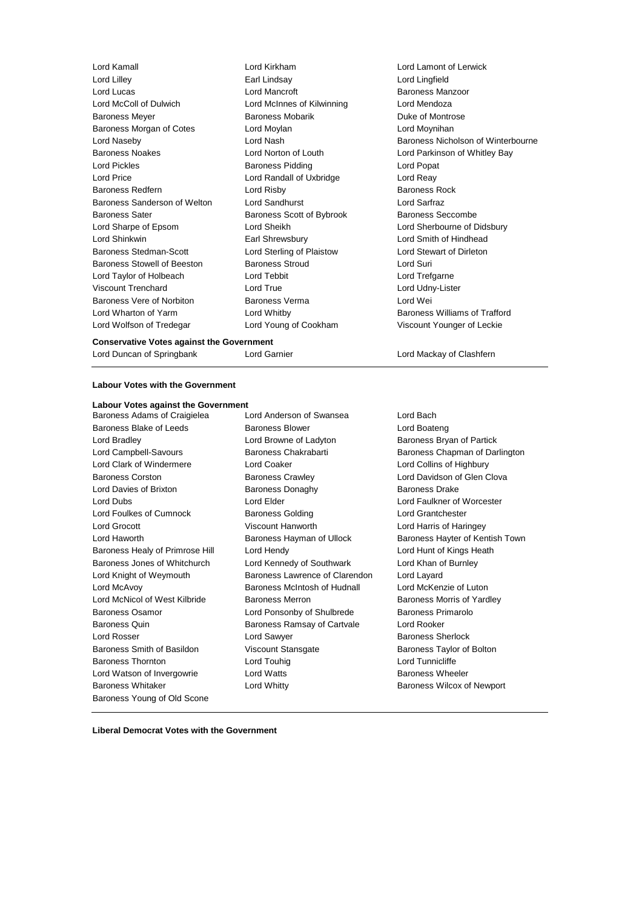Lord Kamall
Lord Kirkham
Lord Lamont of Lerwick
Lord Lilley
Earl Lindsay
Lord Lingfield
Lord Lucas
Lord Mancroft
Baroness Manzoor
Lord McColl of Dulwich
Lord McInnes of Kilwinning
Lord Mendoza
Baroness Meyer
Baroness Mobarik
Duke of Montrose
Baroness Morgan of Cotes
Lord Moylan
Lord Moynihan
Lord Naseby
Lord Nash
Baroness Nicholson of Winterbourne
Baroness Noakes
Lord Norton of Louth
Lord Parkinson of Whitley Bay
Lord Pickles
Baroness Pidding
Lord Popat
Lord Price
Lord Randall of Uxbridge
Lord Reay
Baroness Redfern
Lord Risby
Baroness Rock
Baroness Sanderson of Welton
Lord Sandhurst
Lord Sarfraz
Baroness Sater
Baroness Scott of Bybrook
Baroness Seccombe
Lord Sharpe of Epsom
Lord Sheikh
Lord Sherbourne of Didsbury
Lord Shinkwin
Earl Shrewsbury
Lord Smith of Hindhead
Baroness Stedman-Scott
Lord Sterling of Plaistow
Lord Stewart of Dirleton
Baroness Stowell of Beeston
Baroness Stroud
Lord Suri
Lord Taylor of Holbeach
Lord Tebbit
Lord Trefgarne
Viscount Trenchard
Lord True
Lord Udny-Lister
Baroness Vere of Norbiton
Baroness Verma
Lord Wei
Lord Wharton of Yarm
Lord Whitby
Baroness Williams of Trafford
Lord Wolfson of Tredegar
Lord Young of Cookham
Viscount Younger of Leckie

**Conservative Votes against the Government**

Lord Duncan of Springbank
Lord Garnier
Lord Mackay of Clashfern

---

**Labour Votes with the Government**

**Labour Votes against the Government**

Baroness Adams of Craigielea
Lord Anderson of Swansea
Lord Bach
Baroness Blake of Leeds
Baroness Blower
Lord Boateng
Lord Bradley
Lord Browne of Ladyton
Baroness Bryan of Partick
Lord Campbell-Savours
Baroness Chakrabarti
Baroness Chapman of Darlington
Lord Clark of Windermere
Lord Coaker
Lord Collins of Highbury
Baroness Corston
Baroness Crawley
Lord Davidson of Glen Clova
Lord Davies of Brixton
Baroness Donaghy
Baroness Drake
Lord Dubs
Lord Elder
Lord Faulkner of Worcester
Lord Foulkes of Cumnock
Baroness Golding
Lord Grantchester
Lord Grocott
Viscount Hanworth
Lord Harris of Haringey
Lord Haworth
Baroness Hayman of Ullock
Baroness Hayter of Kentish Town
Baroness Healy of Primrose Hill
Lord Hendy
Lord Hunt of Kings Heath
Baroness Jones of Whitchurch
Lord Kennedy of Southwark
Lord Khan of Burnley
Lord Knight of Weymouth
Baroness Lawrence of Clarendon
Lord Layard
Lord McAvoy
Baroness McIntosh of Hudnall
Lord McKenzie of Luton
Lord McNicol of West Kilbride
Baroness Merron
Baroness Morris of Yardley
Baroness Osamor
Lord Ponsonby of Shulbrede
Baroness Primarolo
Baroness Quin
Baroness Ramsay of Cartvale
Lord Rooker
Lord Rosser
Lord Sawyer
Baroness Sherlock
Baroness Smith of Basildon
Viscount Stansgate
Baroness Taylor of Bolton
Baroness Thornton
Lord Touhig
Lord Tunnicliffe
Lord Watson of Invergowrie
Lord Watts
Baroness Wheeler
Baroness Whitaker
Lord Whitty
Baroness Wilcox of Newport
Baroness Young of Old Scone

---

**Liberal Democrat Votes with the Government**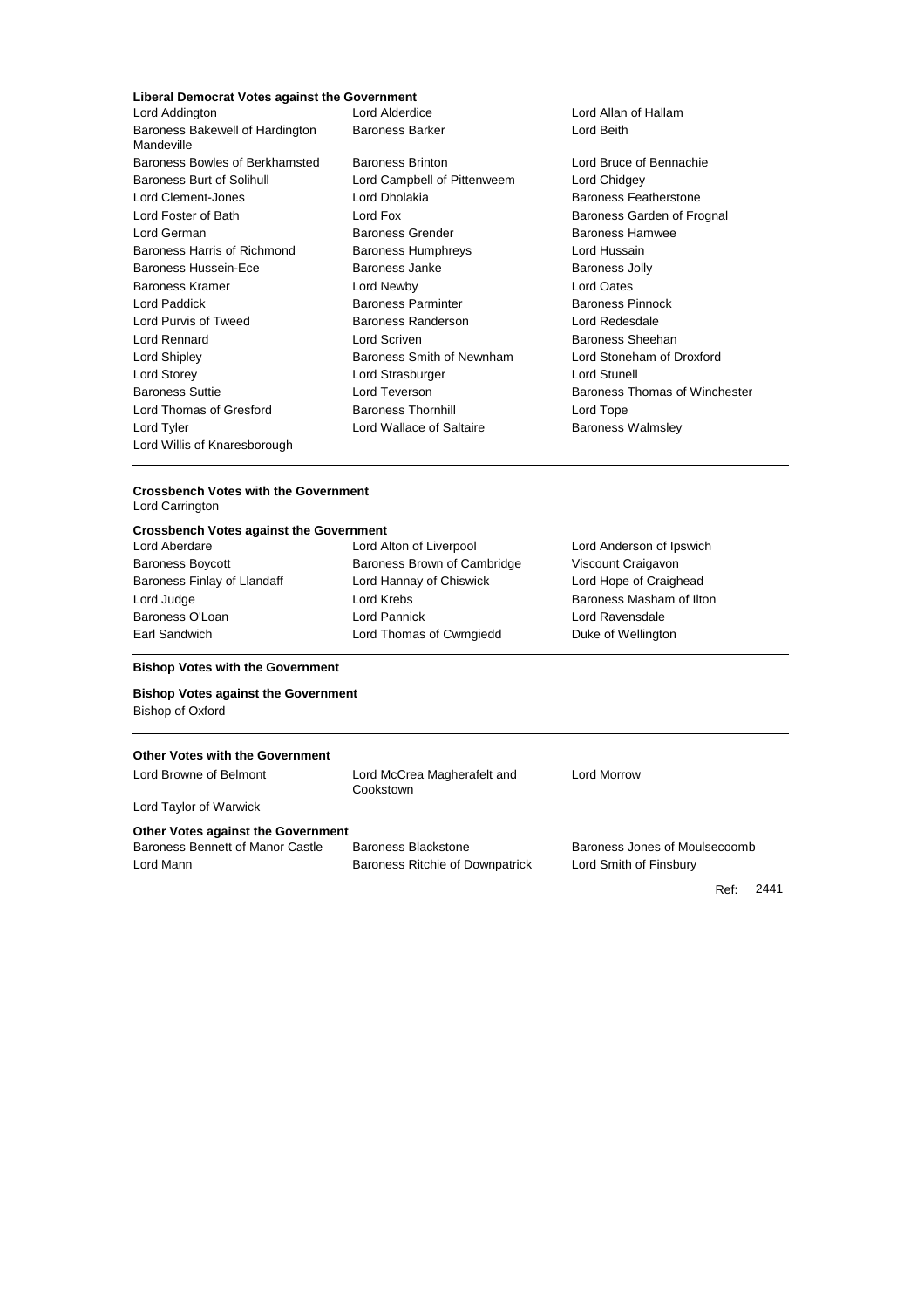**Liberal Democrat Votes against the Government**

Lord Addington, Lord Alderdice, Lord Allan of Hallam, Baroness Bakewell of Hardington Mandeville, Baroness Barker, Lord Beith, Baroness Bowles of Berkhamsted, Baroness Brinton, Lord Bruce of Bennachie, Baroness Burt of Solihull, Lord Campbell of Pittenweem, Lord Chidgey, Lord Clement-Jones, Lord Dholakia, Baroness Featherstone, Lord Foster of Bath, Lord Fox, Baroness Garden of Frognal, Lord German, Baroness Grender, Baroness Hamwee, Baroness Harris of Richmond, Baroness Humphreys, Lord Hussain, Baroness Hussein-Ece, Baroness Janke, Baroness Jolly, Baroness Kramer, Lord Newby, Lord Oates, Lord Paddick, Baroness Parminter, Baroness Pinnock, Lord Purvis of Tweed, Baroness Randerson, Lord Redesdale, Lord Rennard, Lord Scriven, Baroness Sheehan, Lord Shipley, Baroness Smith of Newnham, Lord Stoneham of Droxford, Lord Storey, Lord Strasburger, Lord Stunell, Baroness Suttie, Lord Teverson, Baroness Thomas of Winchester, Lord Thomas of Gresford, Baroness Thornhill, Lord Tope, Lord Tyler, Lord Wallace of Saltaire, Baroness Walmsley, Lord Willis of Knaresborough

---

**Crossbench Votes with the Government**

Lord Carrington

**Crossbench Votes against the Government**

Lord Aberdare, Lord Alton of Liverpool, Lord Anderson of Ipswich, Baroness Boycott, Baroness Brown of Cambridge, Viscount Craigavon, Baroness Finlay of Llandaff, Lord Hannay of Chiswick, Lord Hope of Craighead, Lord Judge, Lord Krebs, Baroness Masham of Ilton, Baroness O'Loan, Lord Pannick, Lord Ravensdale, Earl Sandwich, Lord Thomas of Cwmgiedd, Duke of Wellington

---

**Bishop Votes with the Government**

**Bishop Votes against the Government**

Bishop of Oxford

---

**Other Votes with the Government**

Lord Browne of Belmont, Lord McCrea Magherafelt and Cookstown, Lord Morrow, Lord Taylor of Warwick

**Other Votes against the Government**

Baroness Bennett of Manor Castle, Baroness Blackstone, Baroness Jones of Moulsecoomb, Lord Mann, Baroness Ritchie of Downpatrick, Lord Smith of Finsbury

Ref: 2441